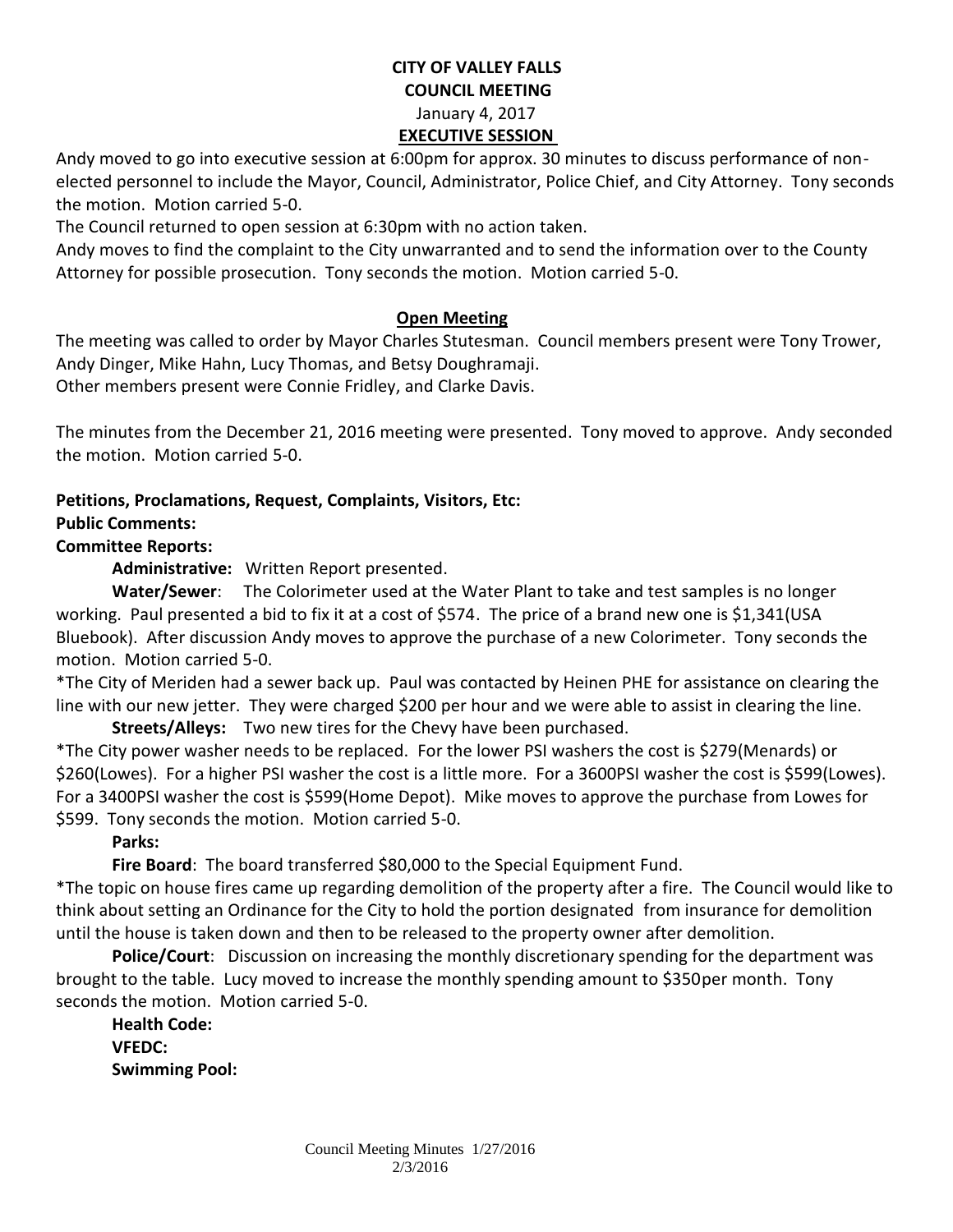# CITY OF VALLEY FALLS
## COUNCIL MEETING
January 4, 2017

**EXECUTIVE SESSION**

Andy moved to go into executive session at 6:00pm for approx. 30 minutes to discuss performance of non-elected personnel to include the Mayor, Council, Administrator, Police Chief, and City Attorney. Tony seconds the motion. Motion carried 5-0.

The Council returned to open session at 6:30pm with no action taken.

Andy moves to find the complaint to the City unwarranted and to send the information over to the County Attorney for possible prosecution. Tony seconds the motion. Motion carried 5-0.

**Open Meeting**

The meeting was called to order by Mayor Charles Stutesman. Council members present were Tony Trower, Andy Dinger, Mike Hahn, Lucy Thomas, and Betsy Doughramaji.

Other members present were Connie Fridley, and Clarke Davis.

The minutes from the December 21, 2016 meeting were presented. Tony moved to approve. Andy seconded the motion. Motion carried 5-0.

**Petitions, Proclamations, Request, Complaints, Visitors, Etc:**

**Public Comments:**

**Committee Reports:**

**Administrative:** Written Report presented.

**Water/Sewer**: The Colorimeter used at the Water Plant to take and test samples is no longer working. Paul presented a bid to fix it at a cost of $574. The price of a brand new one is $1,341(USA Bluebook). After discussion Andy moves to approve the purchase of a new Colorimeter. Tony seconds the motion. Motion carried 5-0.

*The City of Meriden had a sewer back up. Paul was contacted by Heinen PHE for assistance on clearing the line with our new jetter. They were charged $200 per hour and we were able to assist in clearing the line.

**Streets/Alleys:** Two new tires for the Chevy have been purchased.

*The City power washer needs to be replaced. For the lower PSI washers the cost is $279(Menards) or $260(Lowes). For a higher PSI washer the cost is a little more. For a 3600PSI washer the cost is $599(Lowes). For a 3400PSI washer the cost is $599(Home Depot). Mike moves to approve the purchase from Lowes for $599. Tony seconds the motion. Motion carried 5-0.

**Parks:**

**Fire Board**: The board transferred $80,000 to the Special Equipment Fund.

*The topic on house fires came up regarding demolition of the property after a fire. The Council would like to think about setting an Ordinance for the City to hold the portion designated from insurance for demolition until the house is taken down and then to be released to the property owner after demolition.

**Police/Court**: Discussion on increasing the monthly discretionary spending for the department was brought to the table. Lucy moved to increase the monthly spending amount to $350per month. Tony seconds the motion. Motion carried 5-0.

**Health Code:**

**VFEDC:**

**Swimming Pool:**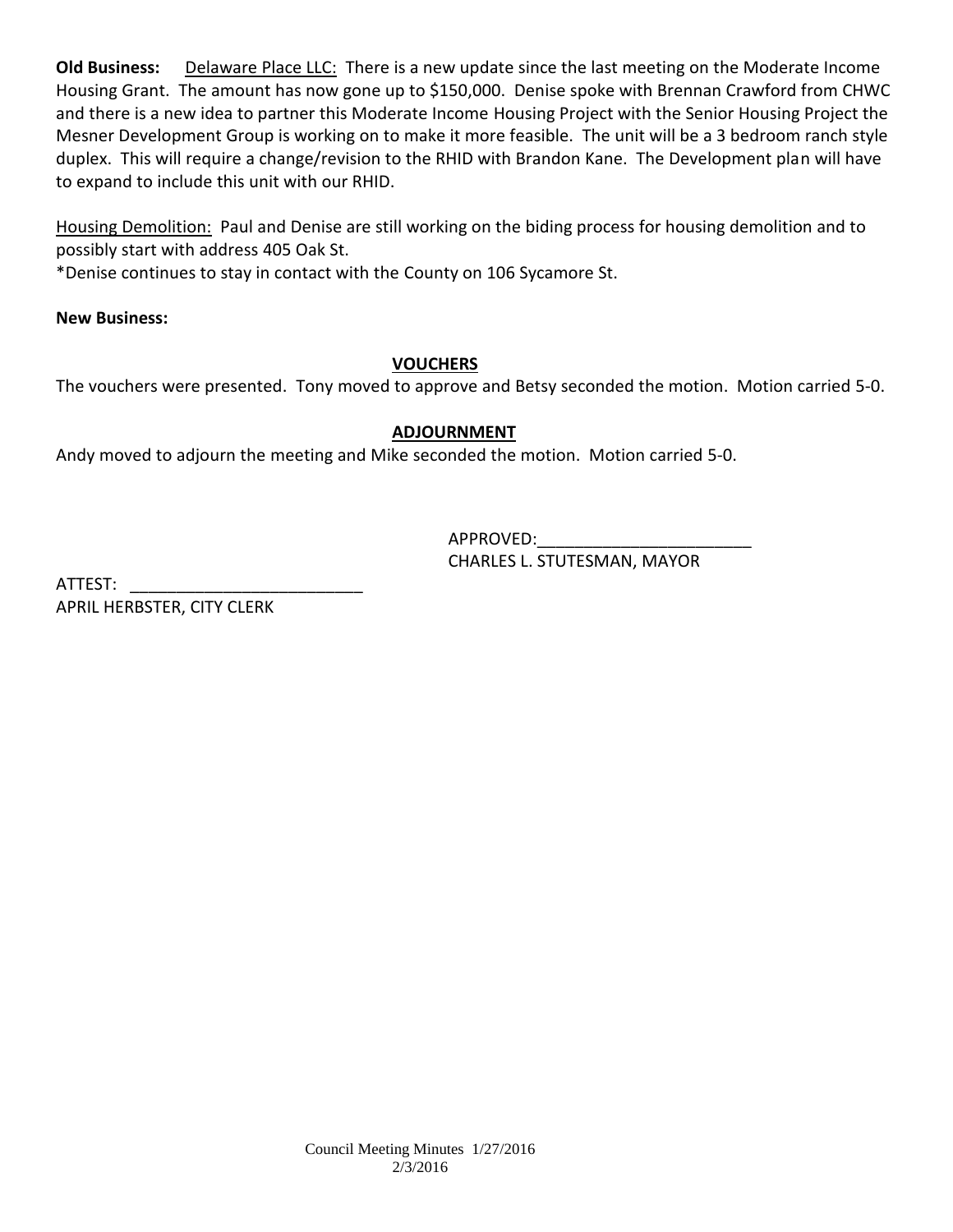**Old Business:** Delaware Place LLC: There is a new update since the last meeting on the Moderate Income Housing Grant. The amount has now gone up to $150,000. Denise spoke with Brennan Crawford from CHWC and there is a new idea to partner this Moderate Income Housing Project with the Senior Housing Project the Mesner Development Group is working on to make it more feasible. The unit will be a 3 bedroom ranch style duplex. This will require a change/revision to the RHID with Brandon Kane. The Development plan will have to expand to include this unit with our RHID.

Housing Demolition: Paul and Denise are still working on the biding process for housing demolition and to possibly start with address 405 Oak St.

*Denise continues to stay in contact with the County on 106 Sycamore St.

**New Business:**

## VOUCHERS

The vouchers were presented. Tony moved to approve and Betsy seconded the motion. Motion carried 5-0.

## ADJOURNMENT

Andy moved to adjourn the meeting and Mike seconded the motion. Motion carried 5-0.

APPROVED:_______________________
CHARLES L. STUTESMAN, MAYOR

ATTEST: _________________________
APRIL HERBSTER, CITY CLERK

Council Meeting Minutes 1/27/2016
2/3/2016